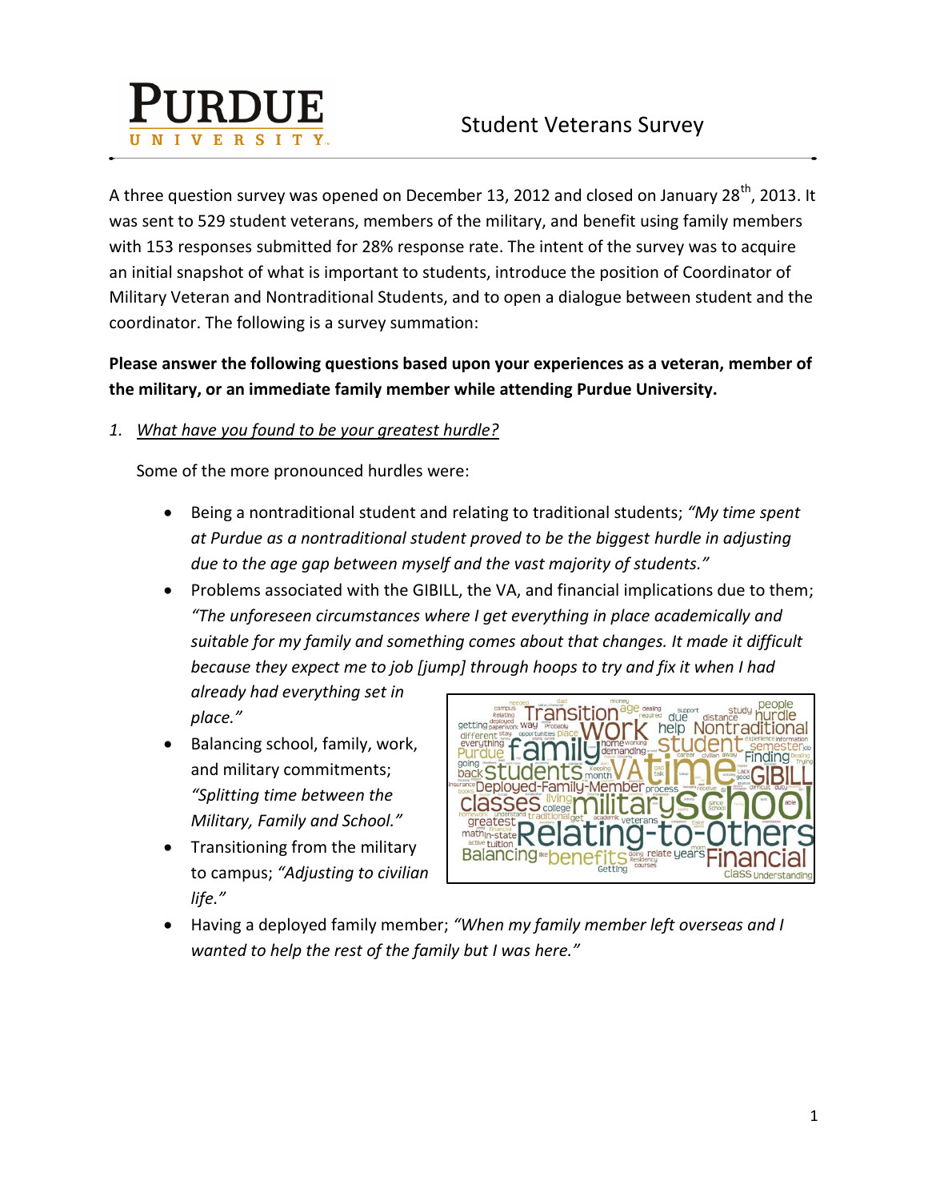# Student Veterans Survey

A three question survey was opened on December 13, 2012 and closed on January 28th, 2013. It was sent to 529 student veterans, members of the military, and benefit using family members with 153 responses submitted for 28% response rate. The intent of the survey was to acquire an initial snapshot of what is important to students, introduce the position of Coordinator of Military Veteran and Nontraditional Students, and to open a dialogue between student and the coordinator. The following is a survey summation:

**Please answer the following questions based upon your experiences as a veteran, member of the military, or an immediate family member while attending Purdue University.**

1. *What have you found to be your greatest hurdle?*

   Some of the more pronounced hurdles were:

   - Being a nontraditional student and relating to traditional students; *"My time spent at Purdue as a nontraditional student proved to be the biggest hurdle in adjusting due to the age gap between myself and the vast majority of students."*
   - Problems associated with the GIBILL, the VA, and financial implications due to them; *"The unforeseen circumstances where I get everything in place academically and suitable for my family and something comes about that changes. It made it difficult because they expect me to job [jump] through hoops to try and fix it when I had already had everything set in place."*
   - Balancing school, family, work, and military commitments; *"Splitting time between the Military, Family and School."*
   - Transitioning from the military to campus; *"Adjusting to civilian life."*
   - Having a deployed family member; *"When my family member left overseas and I wanted to help the rest of the family but I was here."*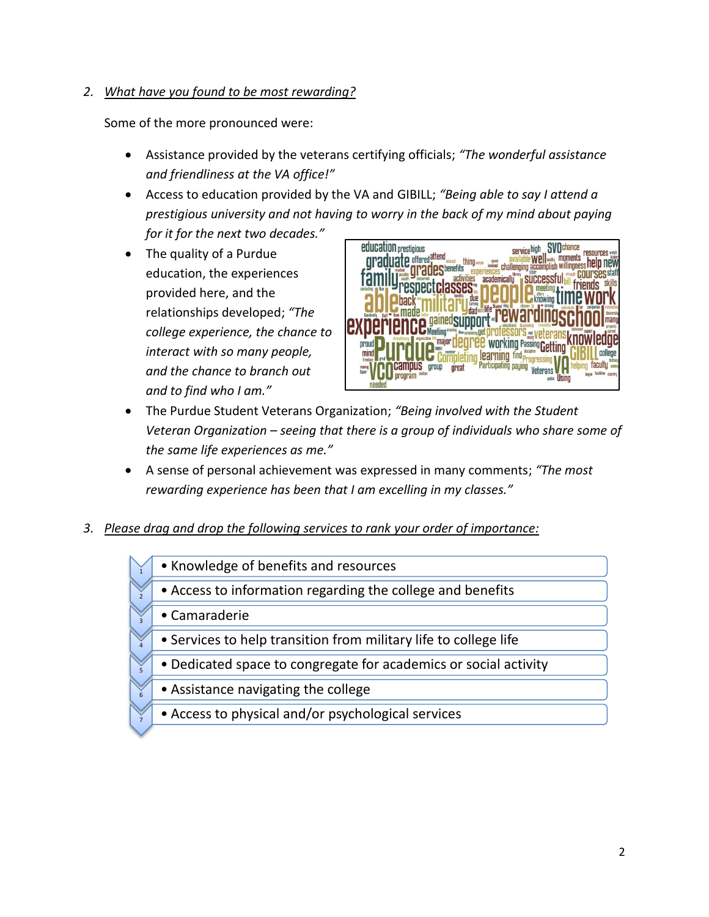2. *What have you found to be most rewarding?*

Some of the more pronounced were:

- Assistance provided by the veterans certifying officials; *"The wonderful assistance and friendliness at the VA office!"*
- Access to education provided by the VA and GIBILL; *"Being able to say I attend a prestigious university and not having to worry in the back of my mind about paying for it for the next two decades."*
- The quality of a Purdue education, the experiences provided here, and the relationships developed; *"The college experience, the chance to interact with so many people, and the chance to branch out and to find who I am."*
- The Purdue Student Veterans Organization; *"Being involved with the Student Veteran Organization – seeing that there is a group of individuals who share some of the same life experiences as me."*
- A sense of personal achievement was expressed in many comments; *"The most rewarding experience has been that I am excelling in my classes."*

3. *Please drag and drop the following services to rank your order of importance:*

1. Knowledge of benefits and resources
2. Access to information regarding the college and benefits
3. Camaraderie
4. Services to help transition from military life to college life
5. Dedicated space to congregate for academics or social activity
6. Assistance navigating the college
7. Access to physical and/or psychological services